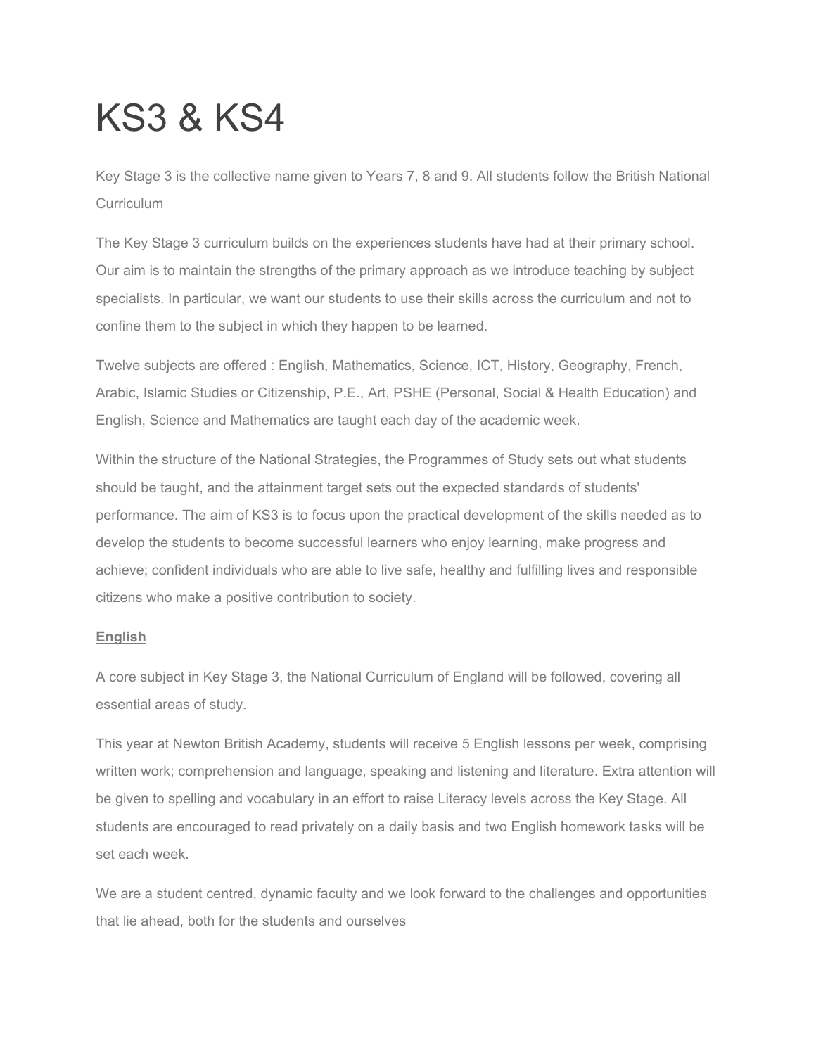# KS3 & KS4

Key Stage 3 is the collective name given to Years 7, 8 and 9. All students follow the British National Curriculum

The Key Stage 3 curriculum builds on the experiences students have had at their primary school. Our aim is to maintain the strengths of the primary approach as we introduce teaching by subject specialists. In particular, we want our students to use their skills across the curriculum and not to confine them to the subject in which they happen to be learned.

Twelve subjects are offered : English, Mathematics, Science, ICT, History, Geography, French, Arabic, Islamic Studies or Citizenship, P.E., Art, PSHE (Personal, Social & Health Education) and English, Science and Mathematics are taught each day of the academic week.

Within the structure of the National Strategies, the Programmes of Study sets out what students should be taught, and the attainment target sets out the expected standards of students' performance. The aim of KS3 is to focus upon the practical development of the skills needed as to develop the students to become successful learners who enjoy learning, make progress and achieve; confident individuals who are able to live safe, healthy and fulfilling lives and responsible citizens who make a positive contribution to society.

**English**

A core subject in Key Stage 3, the National Curriculum of England will be followed, covering all essential areas of study.

This year at Newton British Academy, students will receive 5 English lessons per week, comprising written work; comprehension and language, speaking and listening and literature. Extra attention will be given to spelling and vocabulary in an effort to raise Literacy levels across the Key Stage. All students are encouraged to read privately on a daily basis and two English homework tasks will be set each week.

We are a student centred, dynamic faculty and we look forward to the challenges and opportunities that lie ahead, both for the students and ourselves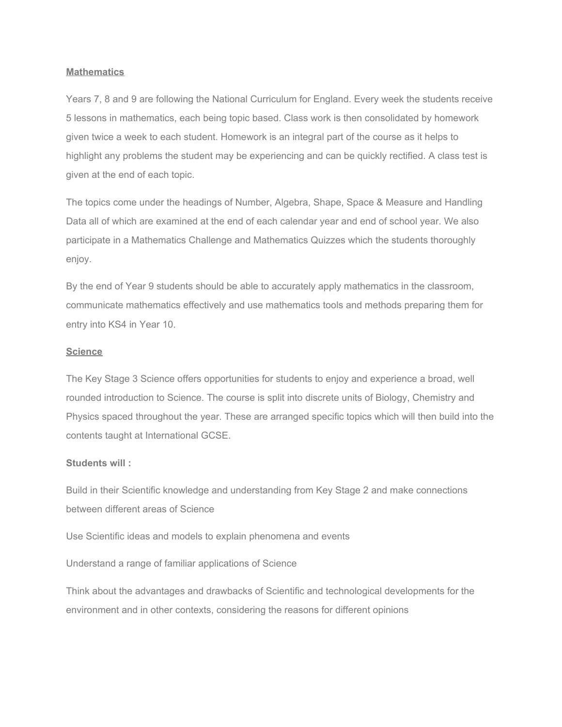**Mathematics**

Years 7, 8 and 9 are following the National Curriculum for England. Every week the students receive 5 lessons in mathematics, each being topic based. Class work is then consolidated by homework given twice a week to each student. Homework is an integral part of the course as it helps to highlight any problems the student may be experiencing and can be quickly rectified. A class test is given at the end of each topic.

The topics come under the headings of Number, Algebra, Shape, Space & Measure and Handling Data all of which are examined at the end of each calendar year and end of school year. We also participate in a Mathematics Challenge and Mathematics Quizzes which the students thoroughly enjoy.

By the end of Year 9 students should be able to accurately apply mathematics in the classroom, communicate mathematics effectively and use mathematics tools and methods preparing them for entry into KS4 in Year 10.

**Science**

The Key Stage 3 Science offers opportunities for students to enjoy and experience a broad, well rounded introduction to Science. The course is split into discrete units of Biology, Chemistry and Physics spaced throughout the year. These are arranged specific topics which will then build into the contents taught at International GCSE.

**Students will :**

Build in their Scientific knowledge and understanding from Key Stage 2 and make connections between different areas of Science

Use Scientific ideas and models to explain phenomena and events

Understand a range of familiar applications of Science

Think about the advantages and drawbacks of Scientific and technological developments for the environment and in other contexts, considering the reasons for different opinions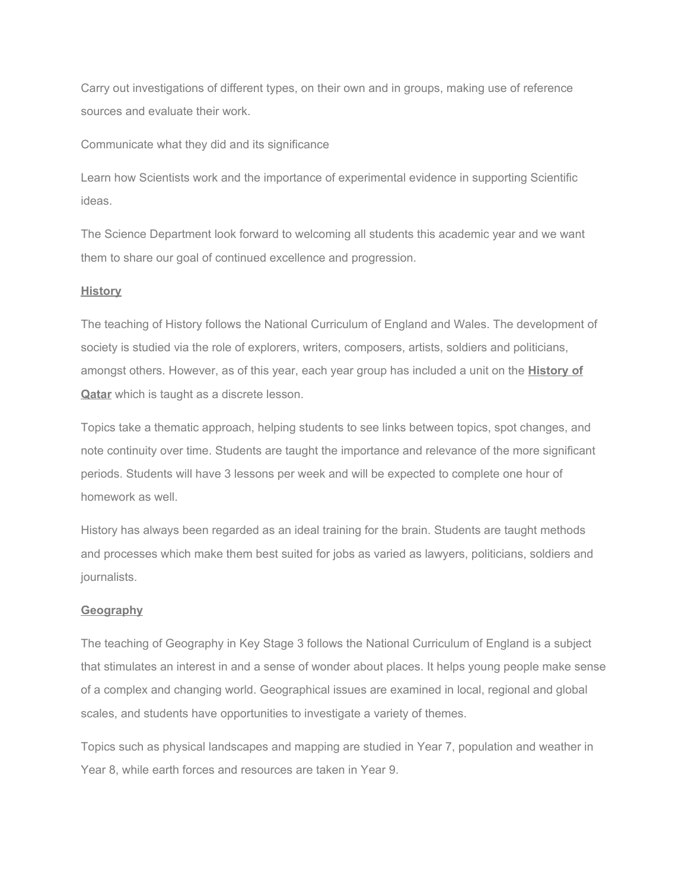Carry out investigations of different types, on their own and in groups, making use of reference sources and evaluate their work.

Communicate what they did and its significance

Learn how Scientists work and the importance of experimental evidence in supporting Scientific ideas.

The Science Department look forward to welcoming all students this academic year and we want them to share our goal of continued excellence and progression.

## History

The teaching of History follows the National Curriculum of England and Wales. The development of society is studied via the role of explorers, writers, composers, artists, soldiers and politicians, amongst others. However, as of this year, each year group has included a unit on the **History of Qatar** which is taught as a discrete lesson.

Topics take a thematic approach, helping students to see links between topics, spot changes, and note continuity over time. Students are taught the importance and relevance of the more significant periods. Students will have 3 lessons per week and will be expected to complete one hour of homework as well.

History has always been regarded as an ideal training for the brain. Students are taught methods and processes which make them best suited for jobs as varied as lawyers, politicians, soldiers and journalists.

## Geography

The teaching of Geography in Key Stage 3 follows the National Curriculum of England is a subject that stimulates an interest in and a sense of wonder about places. It helps young people make sense of a complex and changing world. Geographical issues are examined in local, regional and global scales, and students have opportunities to investigate a variety of themes.

Topics such as physical landscapes and mapping are studied in Year 7, population and weather in Year 8, while earth forces and resources are taken in Year 9.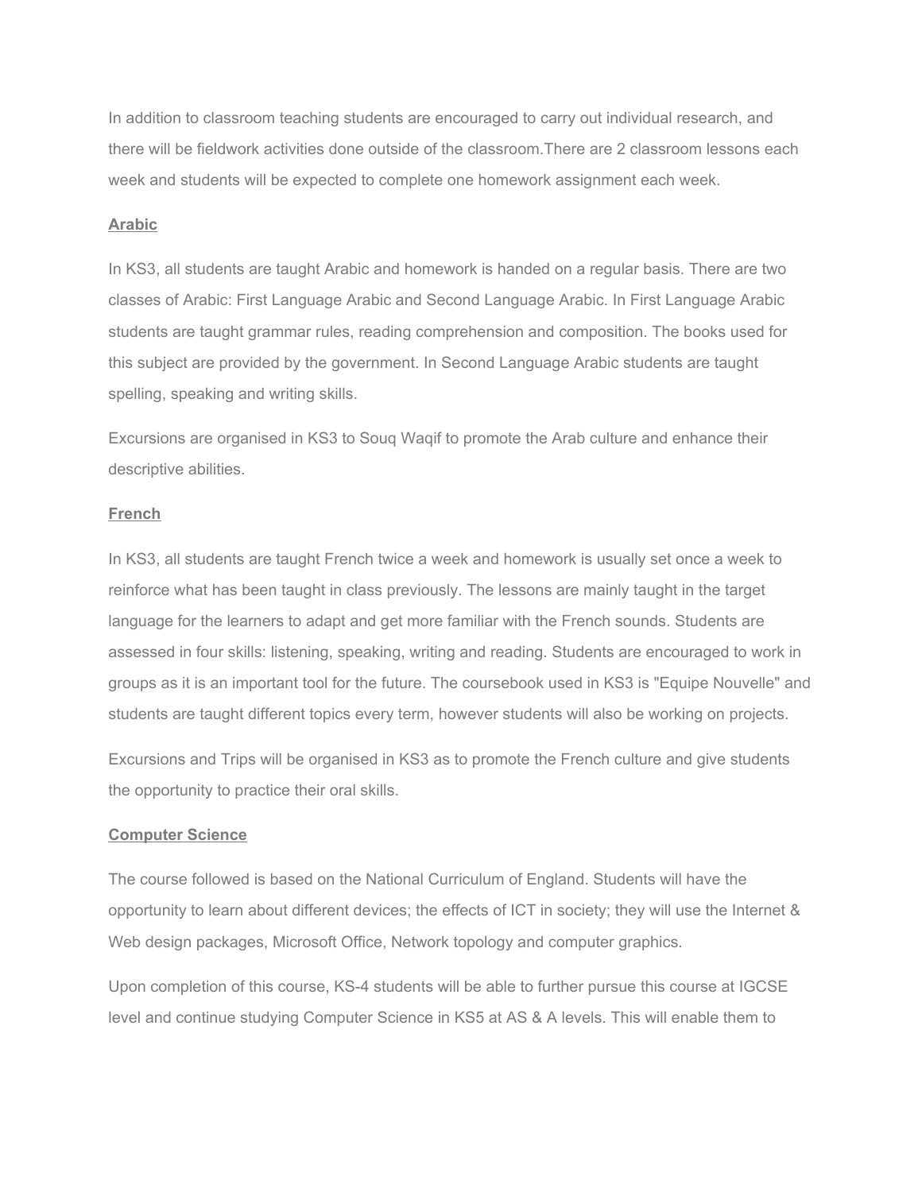In addition to classroom teaching students are encouraged to carry out individual research, and there will be fieldwork activities done outside of the classroom.There are 2 classroom lessons each week and students will be expected to complete one homework assignment each week.

## Arabic

In KS3, all students are taught Arabic and homework is handed on a regular basis. There are two classes of Arabic: First Language Arabic and Second Language Arabic. In First Language Arabic students are taught grammar rules, reading comprehension and composition. The books used for this subject are provided by the government. In Second Language Arabic students are taught spelling, speaking and writing skills.

Excursions are organised in KS3 to Souq Waqif to promote the Arab culture and enhance their descriptive abilities.

## French

In KS3, all students are taught French twice a week and homework is usually set once a week to reinforce what has been taught in class previously. The lessons are mainly taught in the target language for the learners to adapt and get more familiar with the French sounds. Students are assessed in four skills: listening, speaking, writing and reading. Students are encouraged to work in groups as it is an important tool for the future. The coursebook used in KS3 is "Equipe Nouvelle" and students are taught different topics every term, however students will also be working on projects.

Excursions and Trips will be organised in KS3 as to promote the French culture and give students the opportunity to practice their oral skills.

## Computer Science

The course followed is based on the National Curriculum of England. Students will have the opportunity to learn about different devices; the effects of ICT in society; they will use the Internet & Web design packages, Microsoft Office, Network topology and computer graphics.

Upon completion of this course, KS-4 students will be able to further pursue this course at IGCSE level and continue studying Computer Science in KS5 at AS & A levels. This will enable them to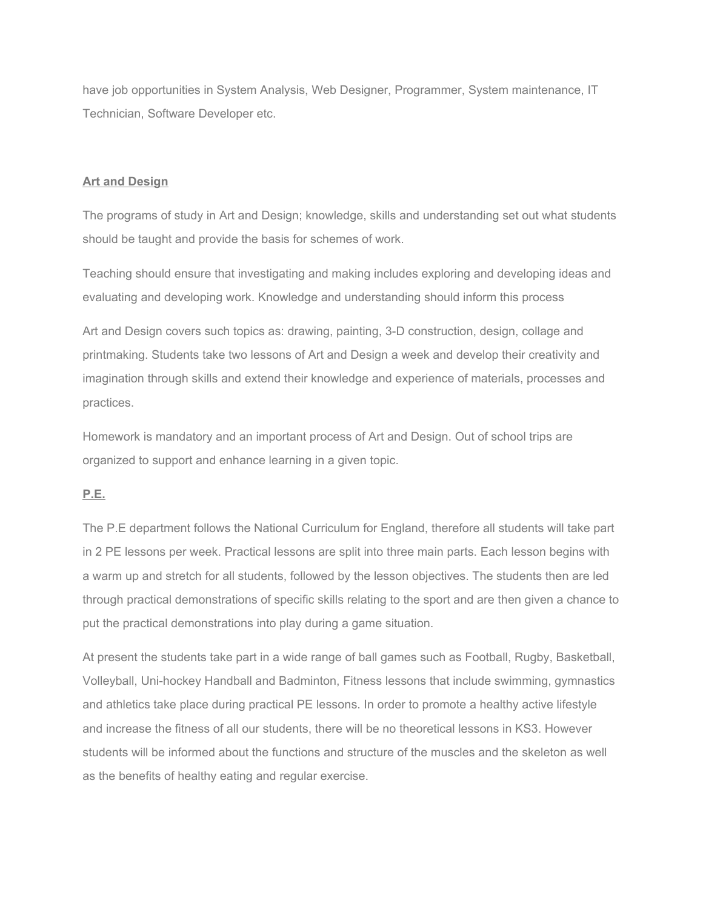have job opportunities in System Analysis, Web Designer, Programmer, System maintenance, IT Technician, Software Developer etc.

## Art and Design

The programs of study in Art and Design; knowledge, skills and understanding set out what students should be taught and provide the basis for schemes of work.

Teaching should ensure that investigating and making includes exploring and developing ideas and evaluating and developing work. Knowledge and understanding should inform this process

Art and Design covers such topics as: drawing, painting, 3-D construction, design, collage and printmaking. Students take two lessons of Art and Design a week and develop their creativity and imagination through skills and extend their knowledge and experience of materials, processes and practices.

Homework is mandatory and an important process of Art and Design. Out of school trips are organized to support and enhance learning in a given topic.

## P.E.

The P.E department follows the National Curriculum for England, therefore all students will take part in 2 PE lessons per week. Practical lessons are split into three main parts. Each lesson begins with a warm up and stretch for all students, followed by the lesson objectives. The students then are led through practical demonstrations of specific skills relating to the sport and are then given a chance to put the practical demonstrations into play during a game situation.

At present the students take part in a wide range of ball games such as Football, Rugby, Basketball, Volleyball, Uni-hockey Handball and Badminton, Fitness lessons that include swimming, gymnastics and athletics take place during practical PE lessons. In order to promote a healthy active lifestyle and increase the fitness of all our students, there will be no theoretical lessons in KS3. However students will be informed about the functions and structure of the muscles and the skeleton as well as the benefits of healthy eating and regular exercise.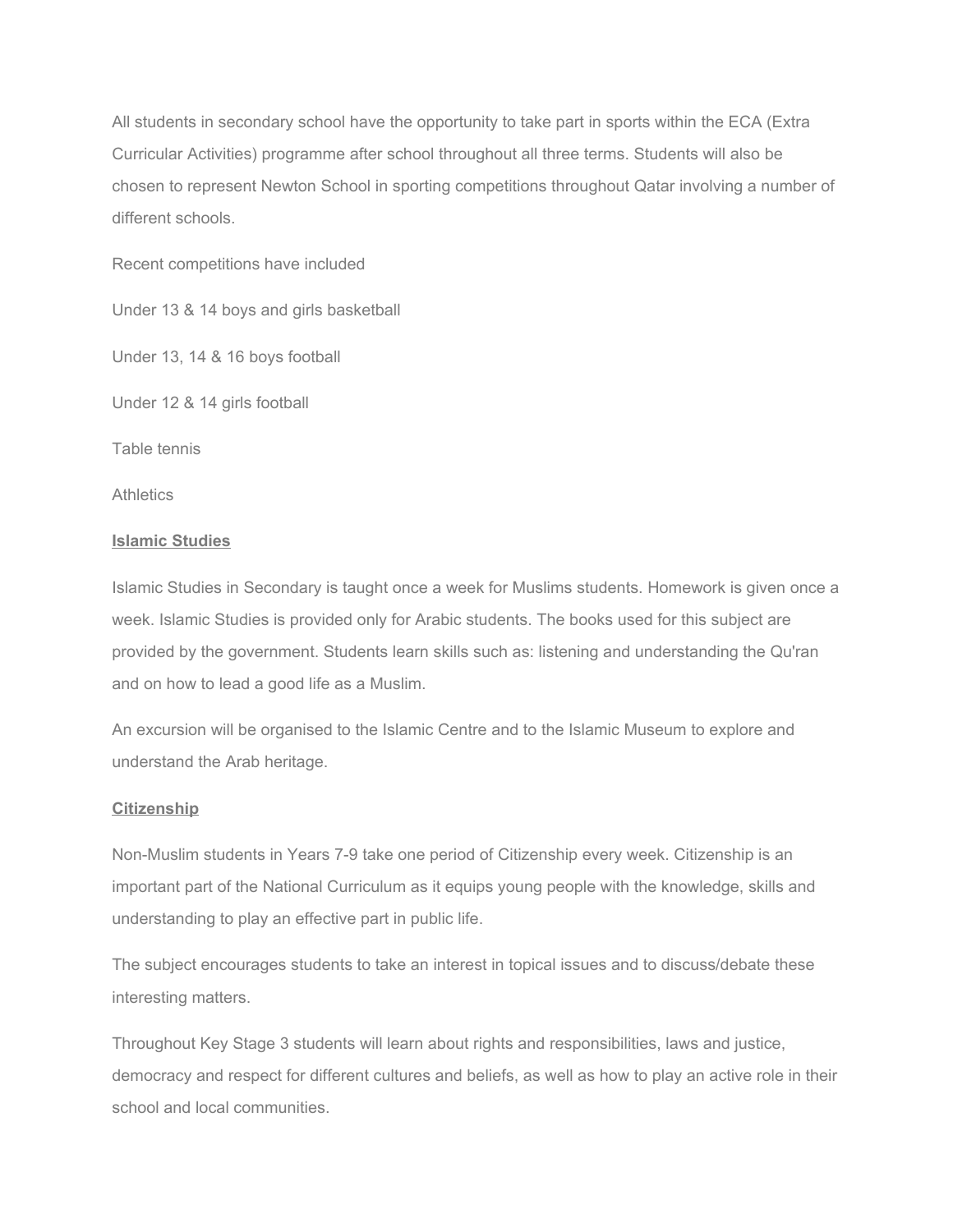All students in secondary school have the opportunity to take part in sports within the ECA (Extra Curricular Activities) programme after school throughout all three terms. Students will also be chosen to represent Newton School in sporting competitions throughout Qatar involving a number of different schools.

Recent competitions have included

Under 13 & 14 boys and girls basketball

Under 13, 14 & 16 boys football

Under 12 & 14 girls football

Table tennis

Athletics

**Islamic Studies**

Islamic Studies in Secondary is taught once a week for Muslims students. Homework is given once a week. Islamic Studies is provided only for Arabic students. The books used for this subject are provided by the government. Students learn skills such as: listening and understanding the Qu'ran and on how to lead a good life as a Muslim.

An excursion will be organised to the Islamic Centre and to the Islamic Museum to explore and understand the Arab heritage.

**Citizenship**

Non-Muslim students in Years 7-9 take one period of Citizenship every week. Citizenship is an important part of the National Curriculum as it equips young people with the knowledge, skills and understanding to play an effective part in public life.

The subject encourages students to take an interest in topical issues and to discuss/debate these interesting matters.

Throughout Key Stage 3 students will learn about rights and responsibilities, laws and justice, democracy and respect for different cultures and beliefs, as well as how to play an active role in their school and local communities.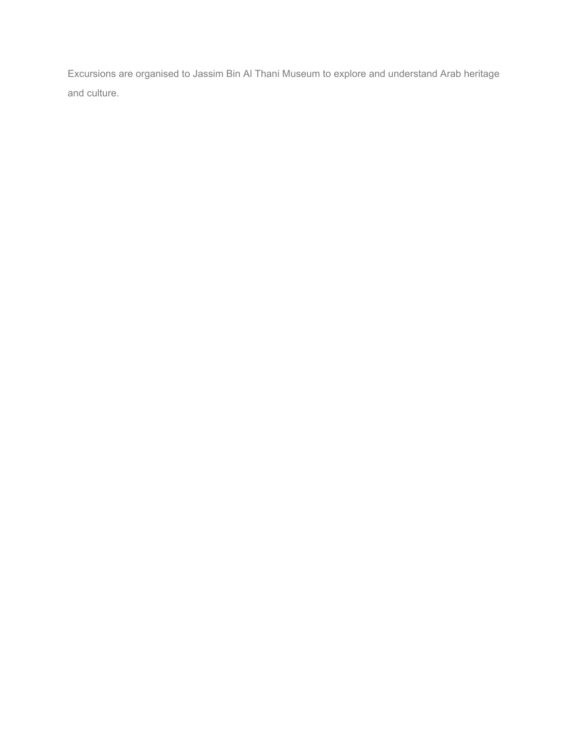Excursions are organised to Jassim Bin Al Thani Museum to explore and understand Arab heritage and culture.